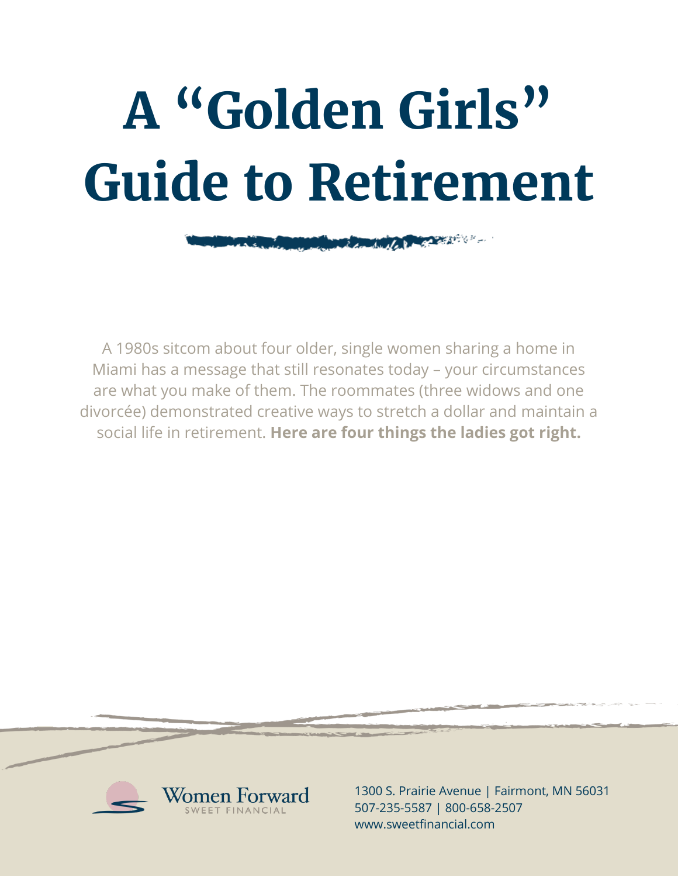# A "Golden Girls" Guide to Retirement

A 1980s sitcom about four older, single women sharing a home in Miami has a message that still resonates today – your circumstances are what you make of them. The roommates (three widows and one divorcée) demonstrated creative ways to stretch a dollar and maintain a social life in retirement. **Here are four things the ladies got right.**

Women Forward
SWEET FINANCIAL

1300 S. Prairie Avenue | Fairmont, MN 56031
507-235-5587 | 800-658-2507
www.sweetfinancial.com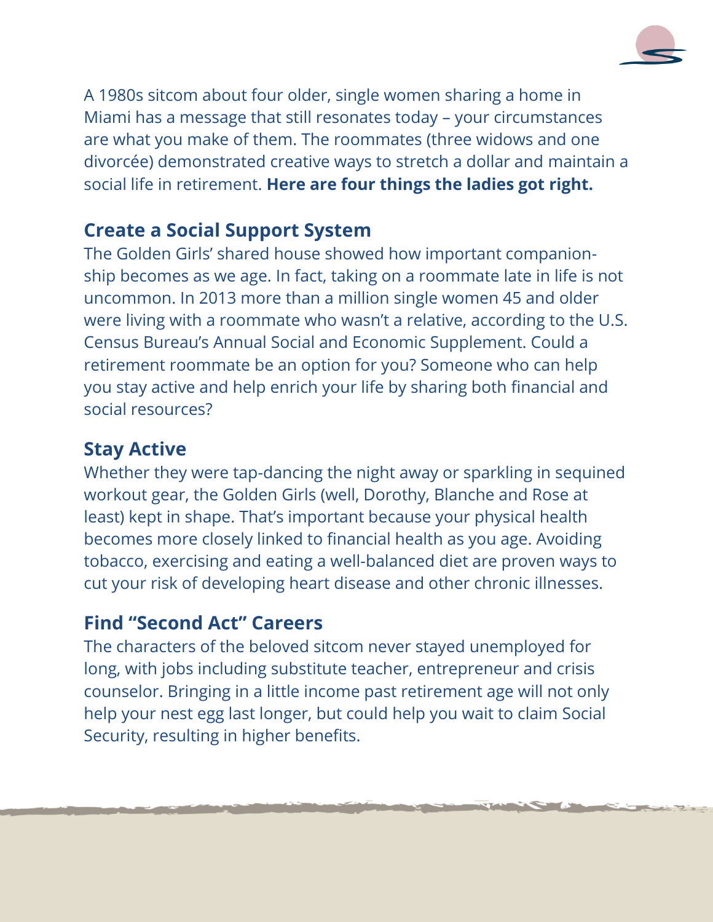A 1980s sitcom about four older, single women sharing a home in Miami has a message that still resonates today – your circumstances are what you make of them. The roommates (three widows and one divorcée) demonstrated creative ways to stretch a dollar and maintain a social life in retirement. **Here are four things the ladies got right.**

## Create a Social Support System

The Golden Girls' shared house showed how important companionship becomes as we age. In fact, taking on a roommate late in life is not uncommon. In 2013 more than a million single women 45 and older were living with a roommate who wasn't a relative, according to the U.S. Census Bureau's Annual Social and Economic Supplement. Could a retirement roommate be an option for you? Someone who can help you stay active and help enrich your life by sharing both financial and social resources?

## Stay Active

Whether they were tap-dancing the night away or sparkling in sequined workout gear, the Golden Girls (well, Dorothy, Blanche and Rose at least) kept in shape. That's important because your physical health becomes more closely linked to financial health as you age. Avoiding tobacco, exercising and eating a well-balanced diet are proven ways to cut your risk of developing heart disease and other chronic illnesses.

## Find "Second Act" Careers

The characters of the beloved sitcom never stayed unemployed for long, with jobs including substitute teacher, entrepreneur and crisis counselor. Bringing in a little income past retirement age will not only help your nest egg last longer, but could help you wait to claim Social Security, resulting in higher benefits.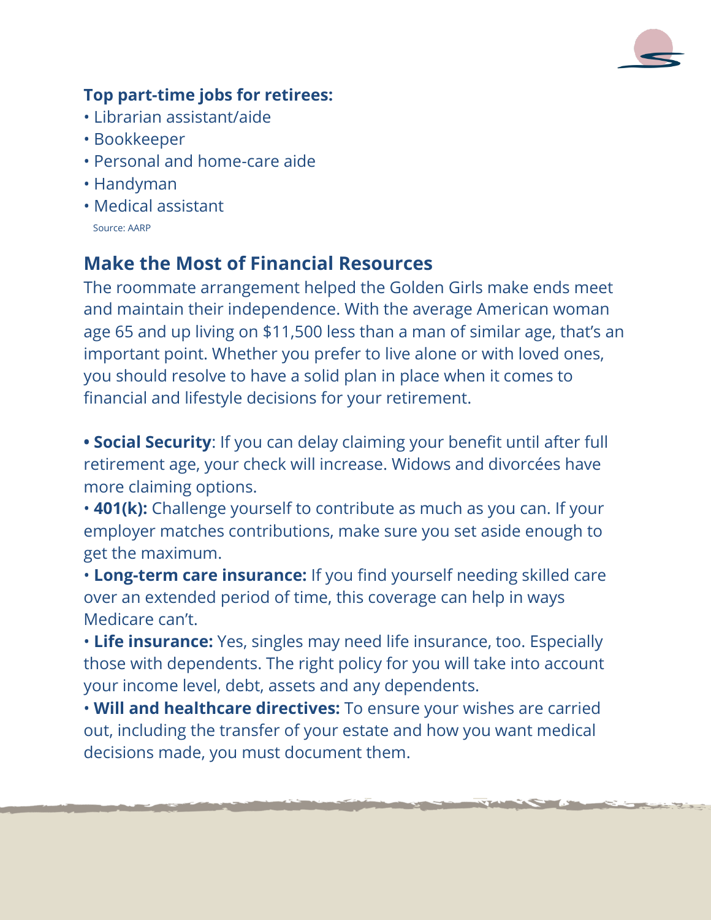**Top part-time jobs for retirees:**

- Librarian assistant/aide
- Bookkeeper
- Personal and home-care aide
- Handyman
- Medical assistant

Source: AARP

## Make the Most of Financial Resources

The roommate arrangement helped the Golden Girls make ends meet and maintain their independence. With the average American woman age 65 and up living on $11,500 less than a man of similar age, that's an important point. Whether you prefer to live alone or with loved ones, you should resolve to have a solid plan in place when it comes to financial and lifestyle decisions for your retirement.

- **Social Security**: If you can delay claiming your benefit until after full retirement age, your check will increase. Widows and divorcées have more claiming options.
- **401(k):** Challenge yourself to contribute as much as you can. If your employer matches contributions, make sure you set aside enough to get the maximum.
- **Long-term care insurance:** If you find yourself needing skilled care over an extended period of time, this coverage can help in ways Medicare can't.
- **Life insurance:** Yes, singles may need life insurance, too. Especially those with dependents. The right policy for you will take into account your income level, debt, assets and any dependents.
- **Will and healthcare directives:** To ensure your wishes are carried out, including the transfer of your estate and how you want medical decisions made, you must document them.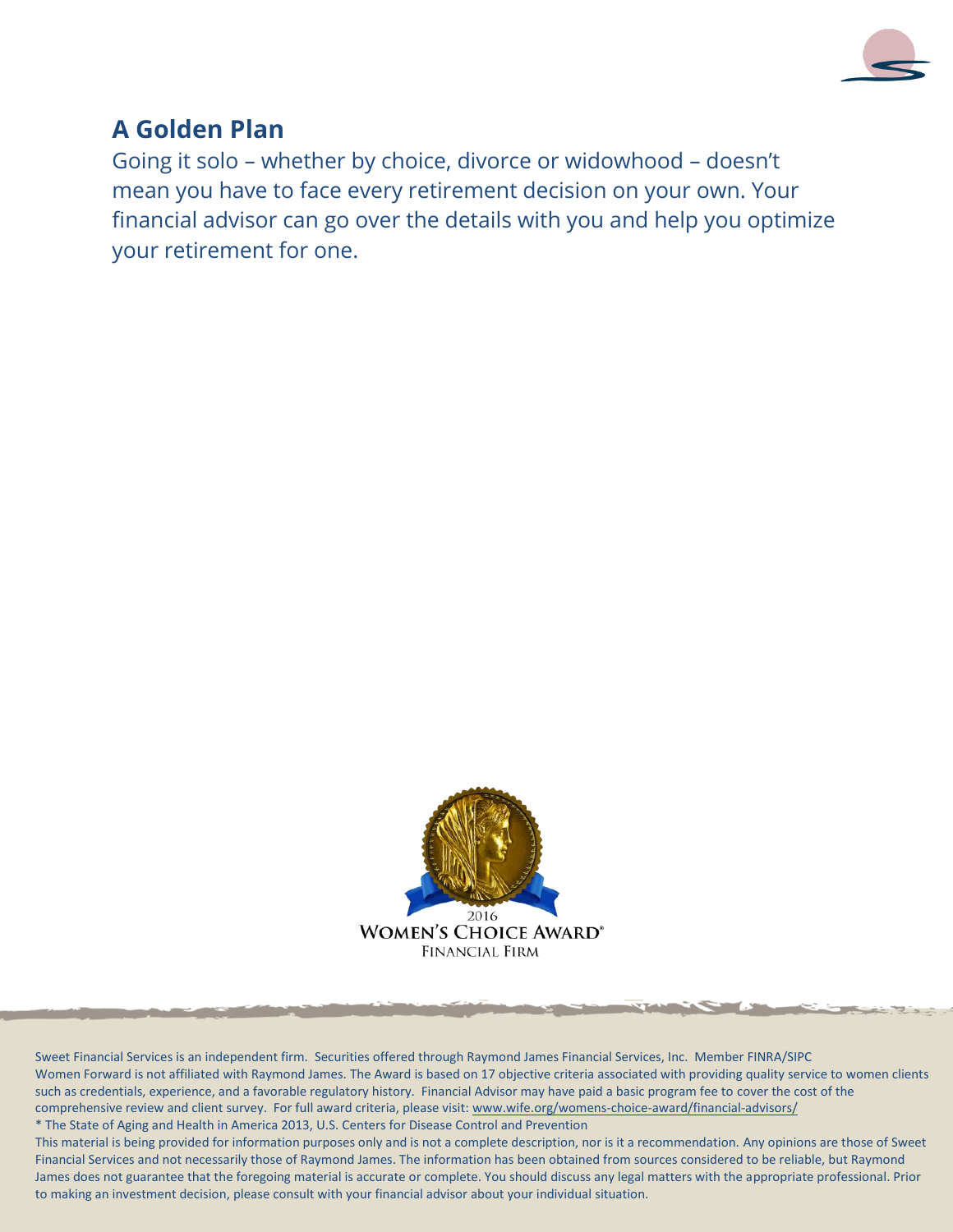## A Golden Plan

Going it solo – whether by choice, divorce or widowhood – doesn't mean you have to face every retirement decision on your own. Your financial advisor can go over the details with you and help you optimize your retirement for one.

2016
WOMEN'S CHOICE AWARD®
FINANCIAL FIRM

Sweet Financial Services is an independent firm. Securities offered through Raymond James Financial Services, Inc. Member FINRA/SIPC
Women Forward is not affiliated with Raymond James. The Award is based on 17 objective criteria associated with providing quality service to women clients such as credentials, experience, and a favorable regulatory history. Financial Advisor may have paid a basic program fee to cover the cost of the comprehensive review and client survey. For full award criteria, please visit: www.wife.org/womens-choice-award/financial-advisors/
* The State of Aging and Health in America 2013, U.S. Centers for Disease Control and Prevention
This material is being provided for information purposes only and is not a complete description, nor is it a recommendation. Any opinions are those of Sweet Financial Services and not necessarily those of Raymond James. The information has been obtained from sources considered to be reliable, but Raymond James does not guarantee that the foregoing material is accurate or complete. You should discuss any legal matters with the appropriate professional. Prior to making an investment decision, please consult with your financial advisor about your individual situation.